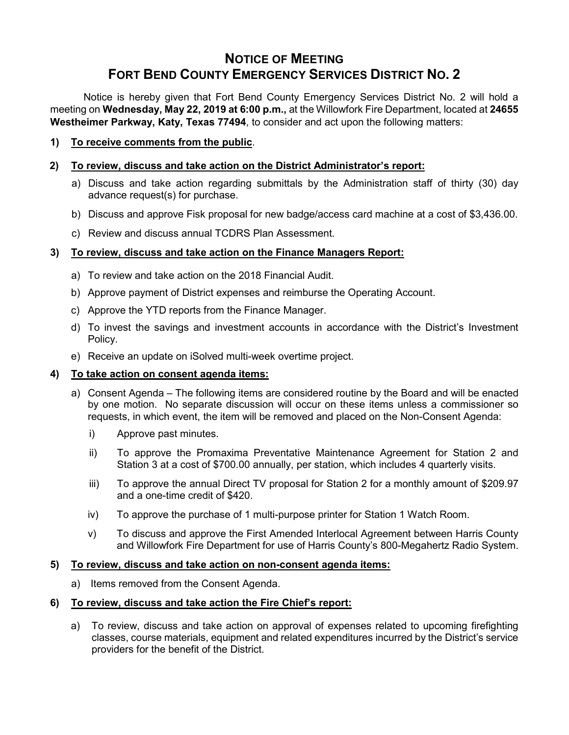# NOTICE OF MEETING
# FORT BEND COUNTY EMERGENCY SERVICES DISTRICT NO. 2

Notice is hereby given that Fort Bend County Emergency Services District No. 2 will hold a meeting on **Wednesday, May 22, 2019 at 6:00 p.m.,** at the Willowfork Fire Department, located at **24655 Westheimer Parkway, Katy, Texas 77494**, to consider and act upon the following matters:

**1) <u>To receive comments from the public</u>.**

**2) <u>To review, discuss and take action on the District Administrator's report:</u>**

a) Discuss and take action regarding submittals by the Administration staff of thirty (30) day advance request(s) for purchase.

b) Discuss and approve Fisk proposal for new badge/access card machine at a cost of $3,436.00.

c) Review and discuss annual TCDRS Plan Assessment.

**3) <u>To review, discuss and take action on the Finance Managers Report:</u>**

a) To review and take action on the 2018 Financial Audit.

b) Approve payment of District expenses and reimburse the Operating Account.

c) Approve the YTD reports from the Finance Manager.

d) To invest the savings and investment accounts in accordance with the District's Investment Policy.

e) Receive an update on iSolved multi-week overtime project.

**4) <u>To take action on consent agenda items:</u>**

a) Consent Agenda – The following items are considered routine by the Board and will be enacted by one motion. No separate discussion will occur on these items unless a commissioner so requests, in which event, the item will be removed and placed on the Non-Consent Agenda:

   i) Approve past minutes.

   ii) To approve the Promaxima Preventative Maintenance Agreement for Station 2 and Station 3 at a cost of $700.00 annually, per station, which includes 4 quarterly visits.

   iii) To approve the annual Direct TV proposal for Station 2 for a monthly amount of $209.97 and a one-time credit of $420.

   iv) To approve the purchase of 1 multi-purpose printer for Station 1 Watch Room.

   v) To discuss and approve the First Amended Interlocal Agreement between Harris County and Willowfork Fire Department for use of Harris County's 800-Megahertz Radio System.

**5) <u>To review, discuss and take action on non-consent agenda items:</u>**

a) Items removed from the Consent Agenda.

**6) <u>To review, discuss and take action the Fire Chief's report:</u>**

a) To review, discuss and take action on approval of expenses related to upcoming firefighting classes, course materials, equipment and related expenditures incurred by the District's service providers for the benefit of the District.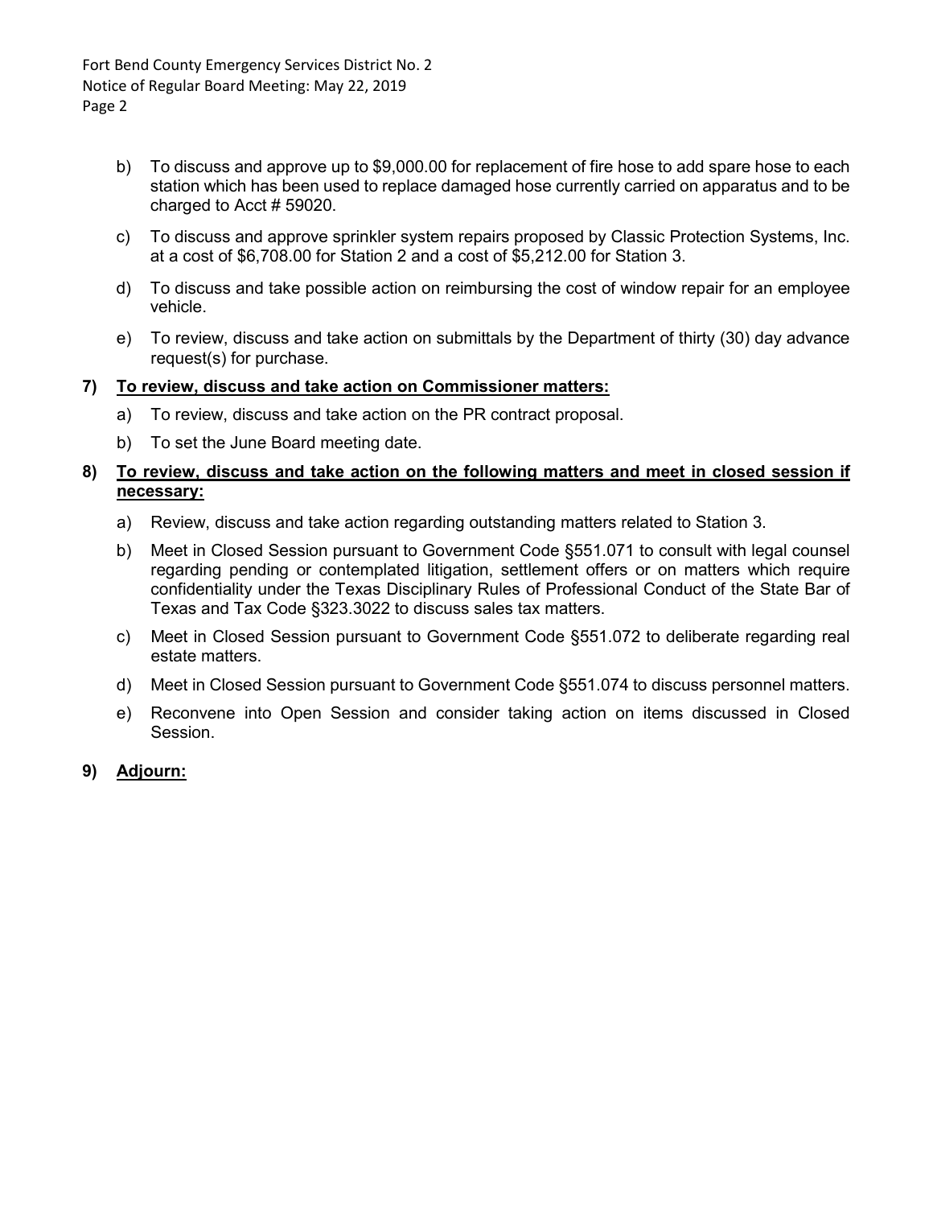b) To discuss and approve up to $9,000.00 for replacement of fire hose to add spare hose to each station which has been used to replace damaged hose currently carried on apparatus and to be charged to Acct # 59020.

c) To discuss and approve sprinkler system repairs proposed by Classic Protection Systems, Inc. at a cost of $6,708.00 for Station 2 and a cost of $5,212.00 for Station 3.

d) To discuss and take possible action on reimbursing the cost of window repair for an employee vehicle.

e) To review, discuss and take action on submittals by the Department of thirty (30) day advance request(s) for purchase.

**7) <u>To review, discuss and take action on Commissioner matters:</u>**

a) To review, discuss and take action on the PR contract proposal.

b) To set the June Board meeting date.

**8) <u>To review, discuss and take action on the following matters and meet in closed session if necessary:</u>**

a) Review, discuss and take action regarding outstanding matters related to Station 3.

b) Meet in Closed Session pursuant to Government Code §551.071 to consult with legal counsel regarding pending or contemplated litigation, settlement offers or on matters which require confidentiality under the Texas Disciplinary Rules of Professional Conduct of the State Bar of Texas and Tax Code §323.3022 to discuss sales tax matters.

c) Meet in Closed Session pursuant to Government Code §551.072 to deliberate regarding real estate matters.

d) Meet in Closed Session pursuant to Government Code §551.074 to discuss personnel matters.

e) Reconvene into Open Session and consider taking action on items discussed in Closed Session.

**9) <u>Adjourn:</u>**